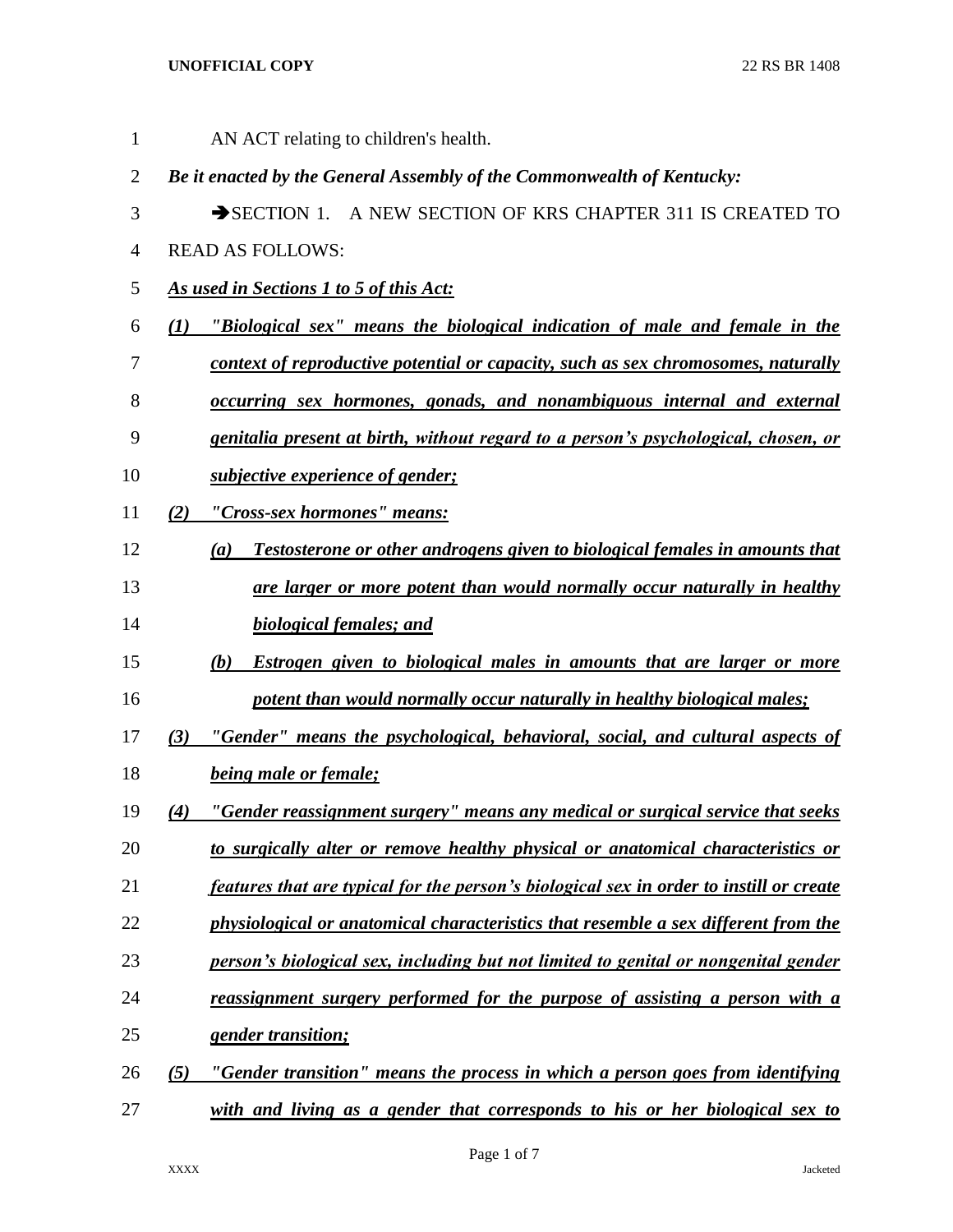AN ACT relating to children's health.

***Be it enacted by the General Assembly of the Commonwealth of Kentucky:***

➔SECTION 1. A NEW SECTION OF KRS CHAPTER 311 IS CREATED TO READ AS FOLLOWS:

***As used in Sections 1 to 5 of this Act:***

***(1) "Biological sex" means the biological indication of male and female in the context of reproductive potential or capacity, such as sex chromosomes, naturally occurring sex hormones, gonads, and nonambiguous internal and external genitalia present at birth, without regard to a person's psychological, chosen, or subjective experience of gender;***

***(2) "Cross-sex hormones" means:***

***(a) Testosterone or other androgens given to biological females in amounts that are larger or more potent than would normally occur naturally in healthy biological females; and***

***(b) Estrogen given to biological males in amounts that are larger or more potent than would normally occur naturally in healthy biological males;***

***(3) "Gender" means the psychological, behavioral, social, and cultural aspects of being male or female;***

***(4) "Gender reassignment surgery" means any medical or surgical service that seeks to surgically alter or remove healthy physical or anatomical characteristics or features that are typical for the person's biological sex in order to instill or create physiological or anatomical characteristics that resemble a sex different from the person's biological sex, including but not limited to genital or nongenital gender reassignment surgery performed for the purpose of assisting a person with a gender transition;***

***(5) "Gender transition" means the process in which a person goes from identifying with and living as a gender that corresponds to his or her biological sex to***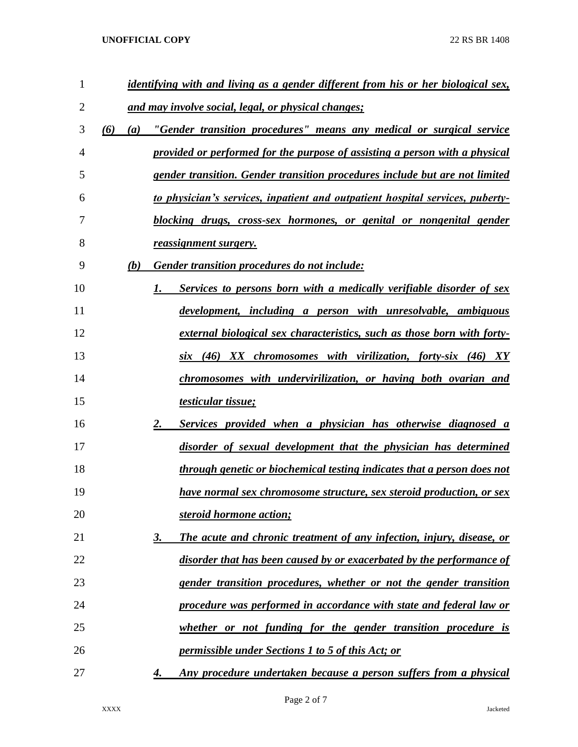*identifying with and living as a gender different from his or her biological sex, and may involve social, legal, or physical changes;*

*(6) (a) "Gender transition procedures" means any medical or surgical service provided or performed for the purpose of assisting a person with a physical gender transition. Gender transition procedures include but are not limited to physician's services, inpatient and outpatient hospital services, puberty-blocking drugs, cross-sex hormones, or genital or nongenital gender reassignment surgery.*

*(b) Gender transition procedures do not include:*

*1. Services to persons born with a medically verifiable disorder of sex development, including a person with unresolvable, ambiguous external biological sex characteristics, such as those born with forty-six (46) XX chromosomes with virilization, forty-six (46) XY chromosomes with undervirilization, or having both ovarian and testicular tissue;*

*2. Services provided when a physician has otherwise diagnosed a disorder of sexual development that the physician has determined through genetic or biochemical testing indicates that a person does not have normal sex chromosome structure, sex steroid production, or sex steroid hormone action;*

*3. The acute and chronic treatment of any infection, injury, disease, or disorder that has been caused by or exacerbated by the performance of gender transition procedures, whether or not the gender transition procedure was performed in accordance with state and federal law or whether or not funding for the gender transition procedure is permissible under Sections 1 to 5 of this Act; or*

*4. Any procedure undertaken because a person suffers from a physical*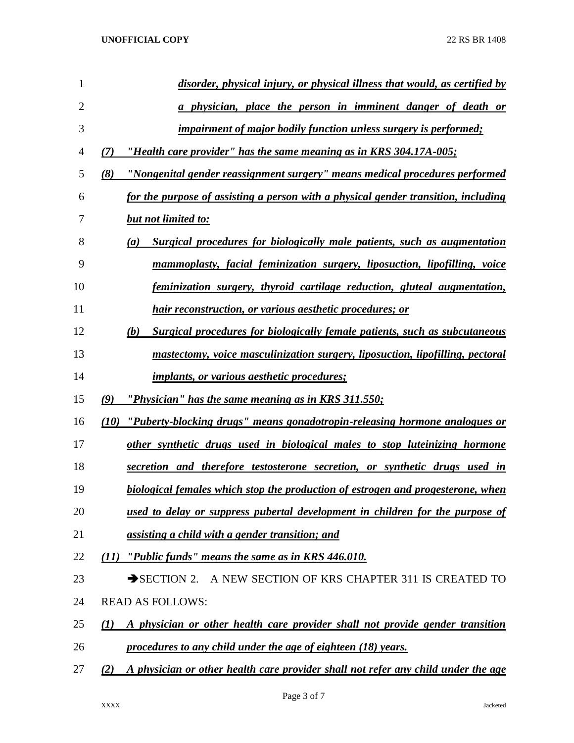*disorder, physical injury, or physical illness that would, as certified by a physician, place the person in imminent danger of death or impairment of major bodily function unless surgery is performed;*

*(7) "Health care provider" has the same meaning as in KRS 304.17A-005;*

*(8) "Nongenital gender reassignment surgery" means medical procedures performed for the purpose of assisting a person with a physical gender transition, including but not limited to:*

*(a) Surgical procedures for biologically male patients, such as augmentation mammoplasty, facial feminization surgery, liposuction, lipofilling, voice feminization surgery, thyroid cartilage reduction, gluteal augmentation, hair reconstruction, or various aesthetic procedures; or*

*(b) Surgical procedures for biologically female patients, such as subcutaneous mastectomy, voice masculinization surgery, liposuction, lipofilling, pectoral implants, or various aesthetic procedures;*

*(9) "Physician" has the same meaning as in KRS 311.550;*

*(10) "Puberty-blocking drugs" means gonadotropin-releasing hormone analogues or other synthetic drugs used in biological males to stop luteinizing hormone secretion and therefore testosterone secretion, or synthetic drugs used in biological females which stop the production of estrogen and progesterone, when used to delay or suppress pubertal development in children for the purpose of assisting a child with a gender transition; and*

*(11) "Public funds" means the same as in KRS 446.010.*

➔SECTION 2. A NEW SECTION OF KRS CHAPTER 311 IS CREATED TO READ AS FOLLOWS:

*(1) A physician or other health care provider shall not provide gender transition procedures to any child under the age of eighteen (18) years.*

*(2) A physician or other health care provider shall not refer any child under the age*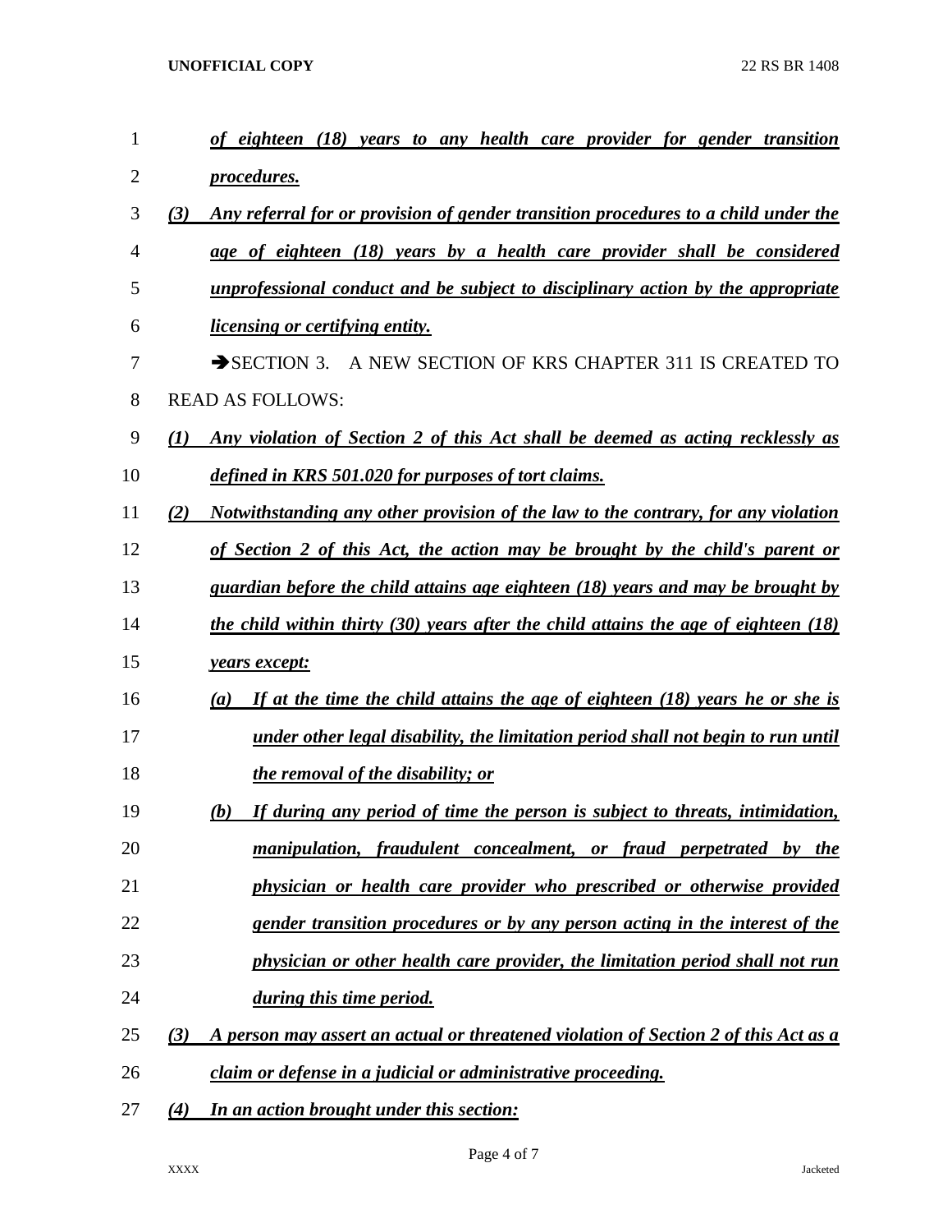***of eighteen (18) years to any health care provider for gender transition procedures.***

***(3) Any referral for or provision of gender transition procedures to a child under the age of eighteen (18) years by a health care provider shall be considered unprofessional conduct and be subject to disciplinary action by the appropriate licensing or certifying entity.***

➔SECTION 3. A NEW SECTION OF KRS CHAPTER 311 IS CREATED TO READ AS FOLLOWS:

***(1) Any violation of Section 2 of this Act shall be deemed as acting recklessly as defined in KRS 501.020 for purposes of tort claims.***

***(2) Notwithstanding any other provision of the law to the contrary, for any violation of Section 2 of this Act, the action may be brought by the child's parent or guardian before the child attains age eighteen (18) years and may be brought by the child within thirty (30) years after the child attains the age of eighteen (18) years except:***

***(a) If at the time the child attains the age of eighteen (18) years he or she is under other legal disability, the limitation period shall not begin to run until the removal of the disability; or***

***(b) If during any period of time the person is subject to threats, intimidation, manipulation, fraudulent concealment, or fraud perpetrated by the physician or health care provider who prescribed or otherwise provided gender transition procedures or by any person acting in the interest of the physician or other health care provider, the limitation period shall not run during this time period.***

***(3) A person may assert an actual or threatened violation of Section 2 of this Act as a claim or defense in a judicial or administrative proceeding.***

***(4) In an action brought under this section:***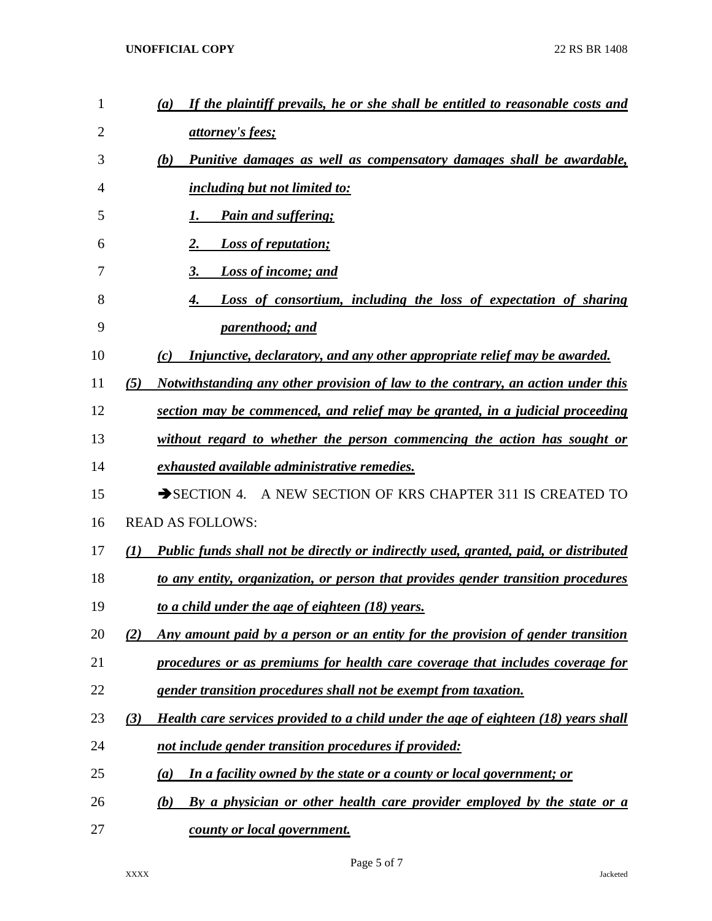*(a) If the plaintiff prevails, he or she shall be entitled to reasonable costs and attorney's fees;*

*(b) Punitive damages as well as compensatory damages shall be awardable, including but not limited to:*

*1. Pain and suffering;*

*2. Loss of reputation;*

*3. Loss of income; and*

*4. Loss of consortium, including the loss of expectation of sharing parenthood; and*

*(c) Injunctive, declaratory, and any other appropriate relief may be awarded.*

*(5) Notwithstanding any other provision of law to the contrary, an action under this section may be commenced, and relief may be granted, in a judicial proceeding without regard to whether the person commencing the action has sought or exhausted available administrative remedies.*

➔SECTION 4. A NEW SECTION OF KRS CHAPTER 311 IS CREATED TO READ AS FOLLOWS:

*(1) Public funds shall not be directly or indirectly used, granted, paid, or distributed to any entity, organization, or person that provides gender transition procedures to a child under the age of eighteen (18) years.*

*(2) Any amount paid by a person or an entity for the provision of gender transition procedures or as premiums for health care coverage that includes coverage for gender transition procedures shall not be exempt from taxation.*

*(3) Health care services provided to a child under the age of eighteen (18) years shall not include gender transition procedures if provided:*

*(a) In a facility owned by the state or a county or local government; or*

*(b) By a physician or other health care provider employed by the state or a county or local government.*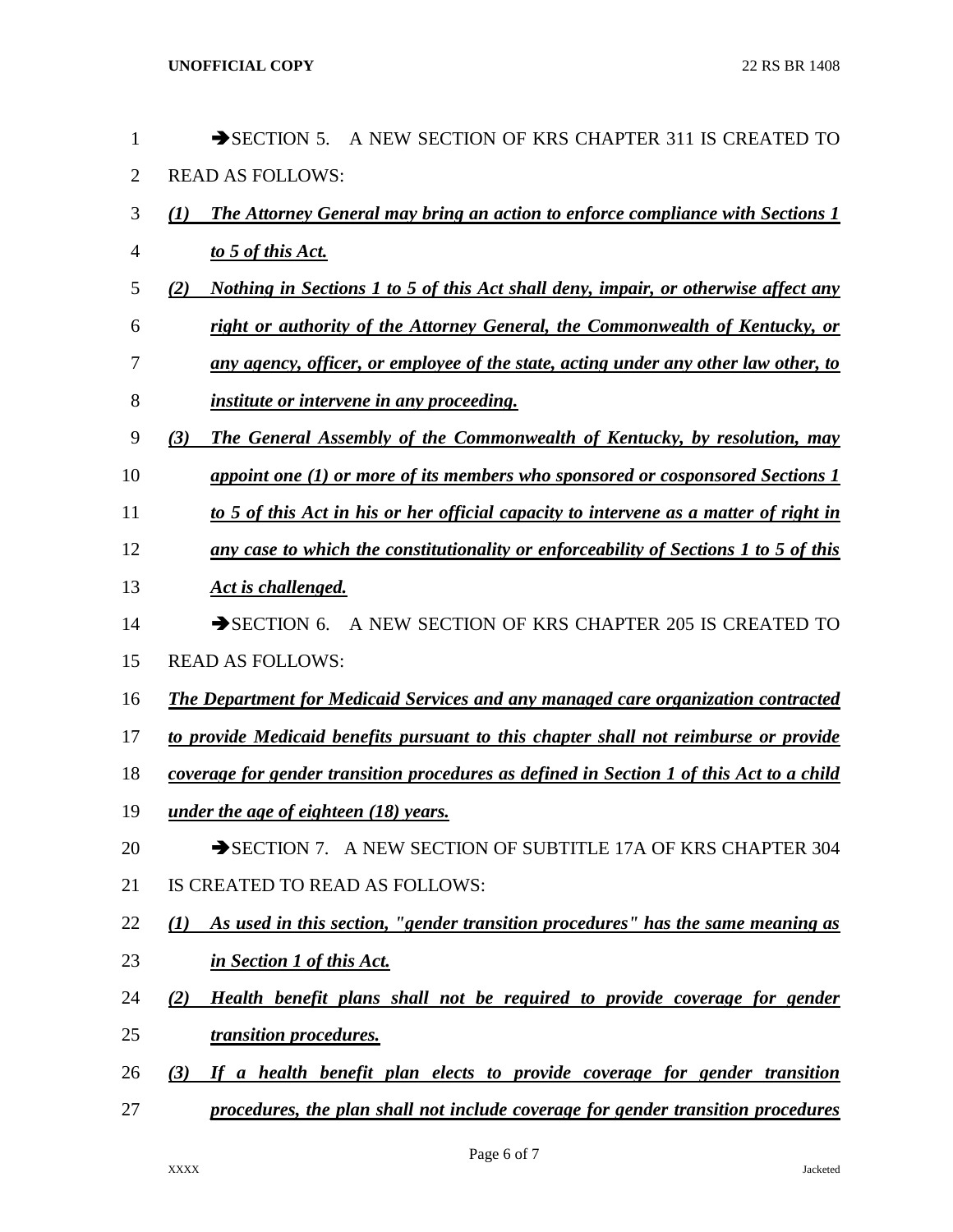➔SECTION 5. A NEW SECTION OF KRS CHAPTER 311 IS CREATED TO READ AS FOLLOWS:

***(1) The Attorney General may bring an action to enforce compliance with Sections 1 to 5 of this Act.***

***(2) Nothing in Sections 1 to 5 of this Act shall deny, impair, or otherwise affect any right or authority of the Attorney General, the Commonwealth of Kentucky, or any agency, officer, or employee of the state, acting under any other law other, to institute or intervene in any proceeding.***

***(3) The General Assembly of the Commonwealth of Kentucky, by resolution, may appoint one (1) or more of its members who sponsored or cosponsored Sections 1 to 5 of this Act in his or her official capacity to intervene as a matter of right in any case to which the constitutionality or enforceability of Sections 1 to 5 of this Act is challenged.***

➔SECTION 6. A NEW SECTION OF KRS CHAPTER 205 IS CREATED TO READ AS FOLLOWS:

***The Department for Medicaid Services and any managed care organization contracted to provide Medicaid benefits pursuant to this chapter shall not reimburse or provide coverage for gender transition procedures as defined in Section 1 of this Act to a child under the age of eighteen (18) years.***

➔SECTION 7. A NEW SECTION OF SUBTITLE 17A OF KRS CHAPTER 304 IS CREATED TO READ AS FOLLOWS:

***(1) As used in this section, "gender transition procedures" has the same meaning as in Section 1 of this Act.***

***(2) Health benefit plans shall not be required to provide coverage for gender transition procedures.***

***(3) If a health benefit plan elects to provide coverage for gender transition procedures, the plan shall not include coverage for gender transition procedures***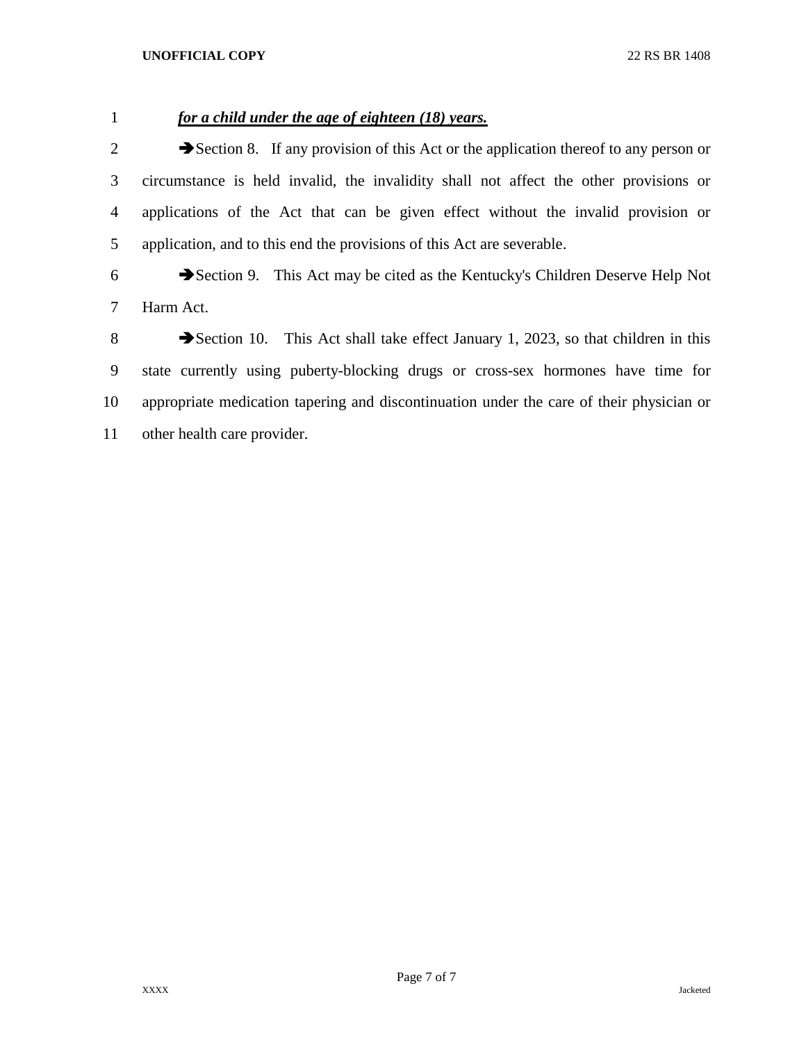***for a child under the age of eighteen (18) years.***

➔Section 8. If any provision of this Act or the application thereof to any person or circumstance is held invalid, the invalidity shall not affect the other provisions or applications of the Act that can be given effect without the invalid provision or application, and to this end the provisions of this Act are severable.

➔Section 9. This Act may be cited as the Kentucky's Children Deserve Help Not Harm Act.

➔Section 10. This Act shall take effect January 1, 2023, so that children in this state currently using puberty-blocking drugs or cross-sex hormones have time for appropriate medication tapering and discontinuation under the care of their physician or other health care provider.